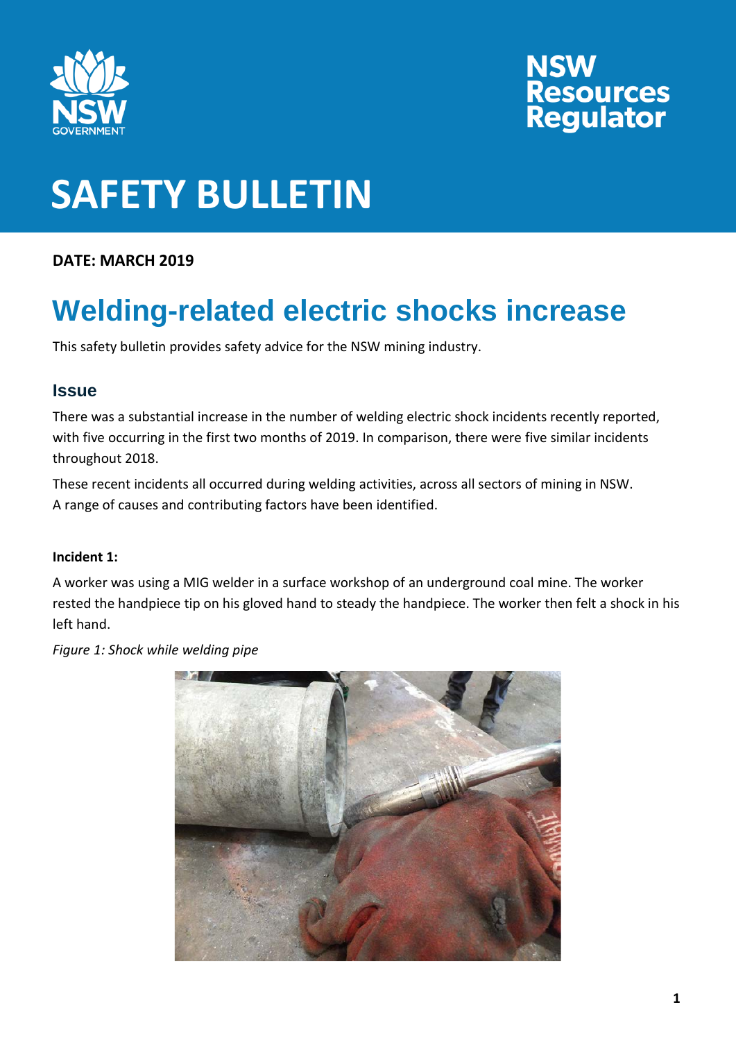# SAFETY BULLETIN

**DATE: MARCH 2019**

## Welding-related electric shocks increase

This safety bulletin provides safety advice for the NSW mining industry.

### Issue

There was a substantial increase in the number of welding electric shock incidents recently reported, with five occurring in the first two months of 2019. In comparison, there were five similar incidents throughout 2018.

These recent incidents all occurred during welding activities, across all sectors of mining in NSW. A range of causes and contributing factors have been identified.

**Incident 1:**

A worker was using a MIG welder in a surface workshop of an underground coal mine. The worker rested the handpiece tip on his gloved hand to steady the handpiece. The worker then felt a shock in his left hand.

*Figure 1: Shock while welding pipe*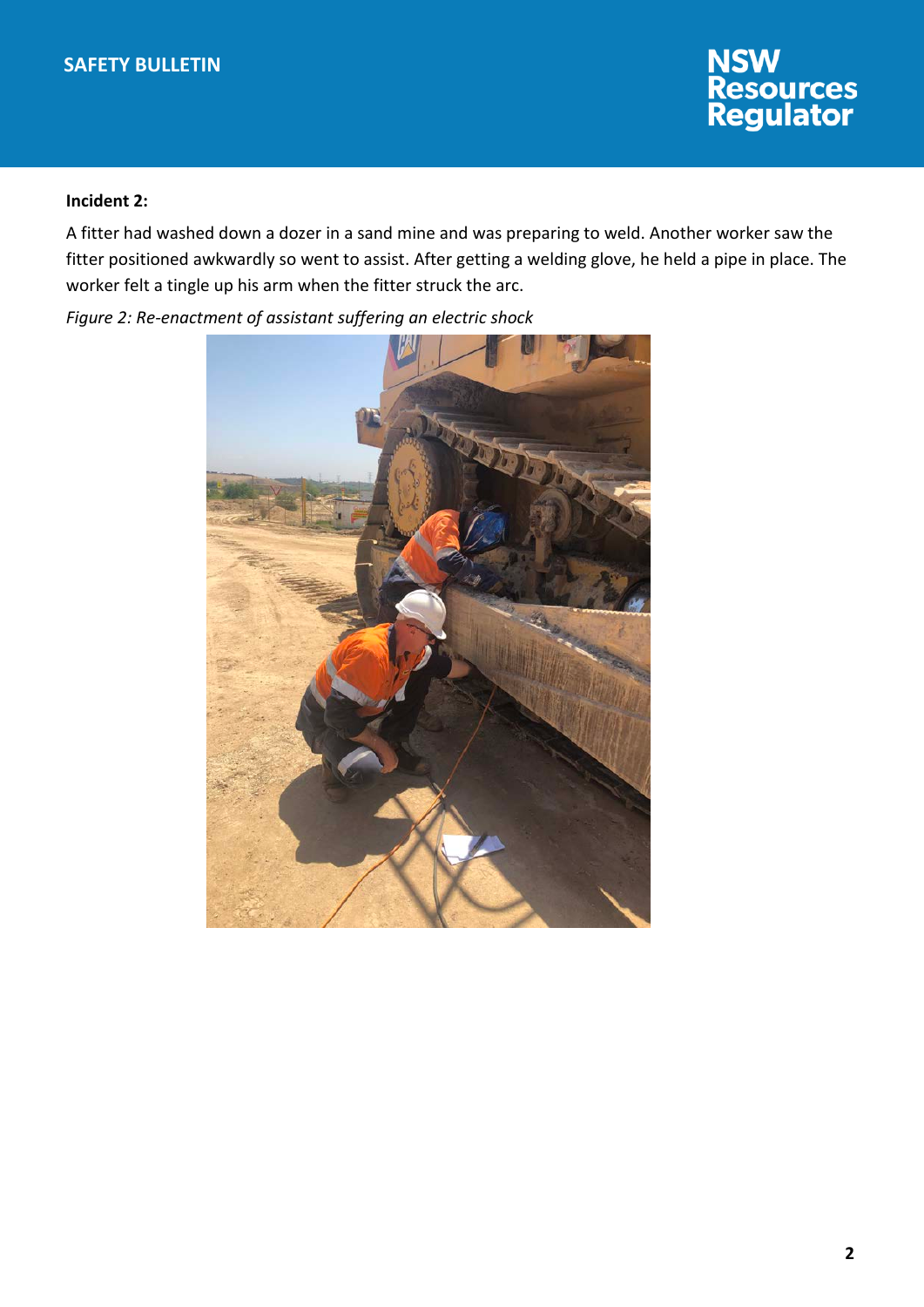**Incident 2:**

A fitter had washed down a dozer in a sand mine and was preparing to weld. Another worker saw the fitter positioned awkwardly so went to assist. After getting a welding glove, he held a pipe in place. The worker felt a tingle up his arm when the fitter struck the arc.

*Figure 2: Re-enactment of assistant suffering an electric shock*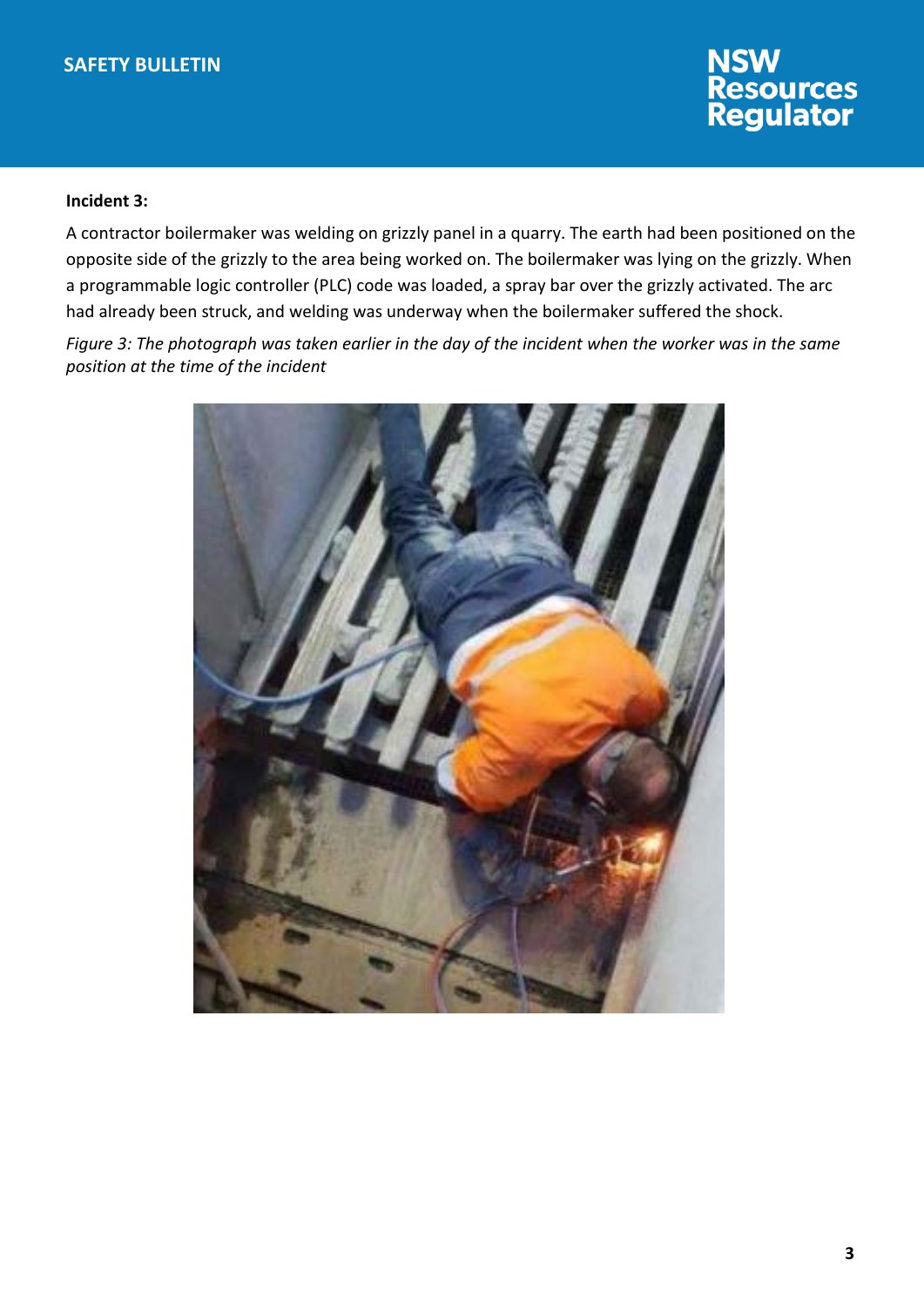**Incident 3:**

A contractor boilermaker was welding on grizzly panel in a quarry. The earth had been positioned on the opposite side of the grizzly to the area being worked on. The boilermaker was lying on the grizzly. When a programmable logic controller (PLC) code was loaded, a spray bar over the grizzly activated. The arc had already been struck, and welding was underway when the boilermaker suffered the shock.

*Figure 3: The photograph was taken earlier in the day of the incident when the worker was in the same position at the time of the incident*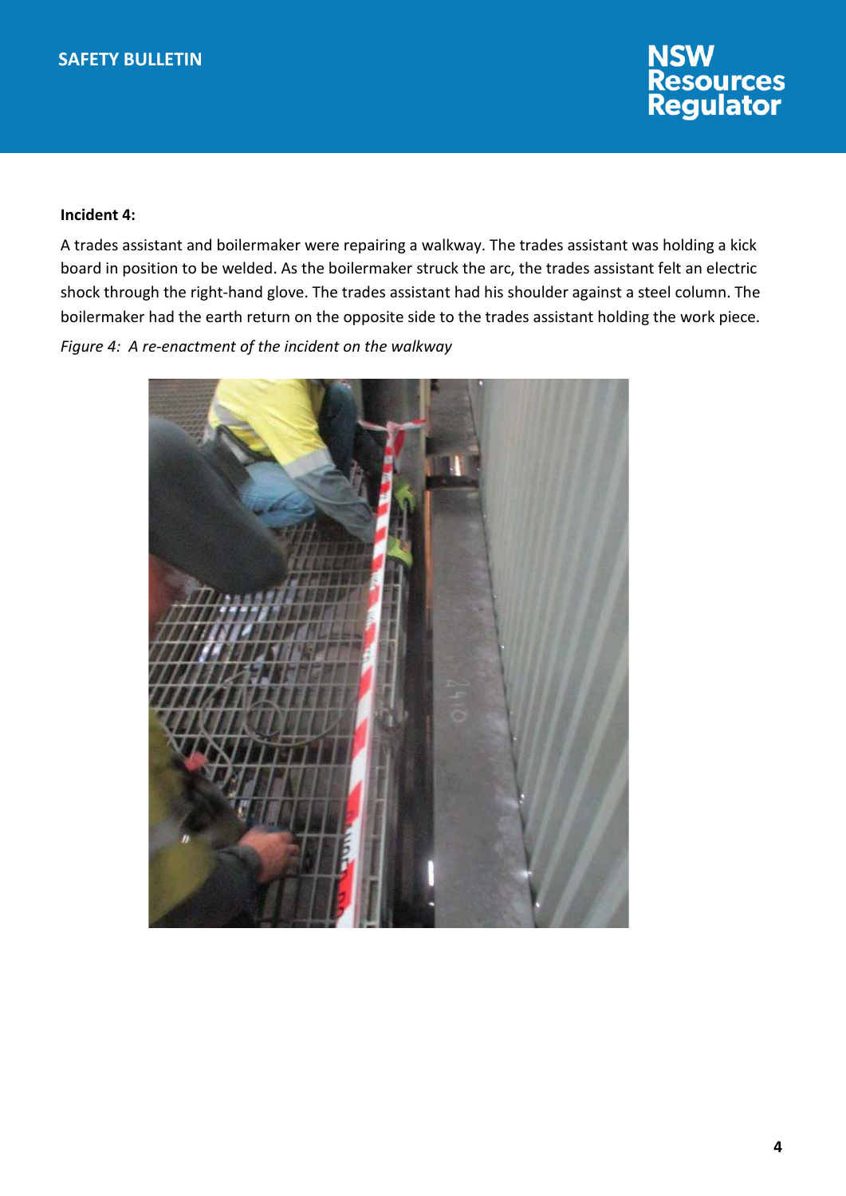**Incident 4:**

A trades assistant and boilermaker were repairing a walkway. The trades assistant was holding a kick board in position to be welded. As the boilermaker struck the arc, the trades assistant felt an electric shock through the right-hand glove. The trades assistant had his shoulder against a steel column. The boilermaker had the earth return on the opposite side to the trades assistant holding the work piece.

*Figure 4: A re-enactment of the incident on the walkway*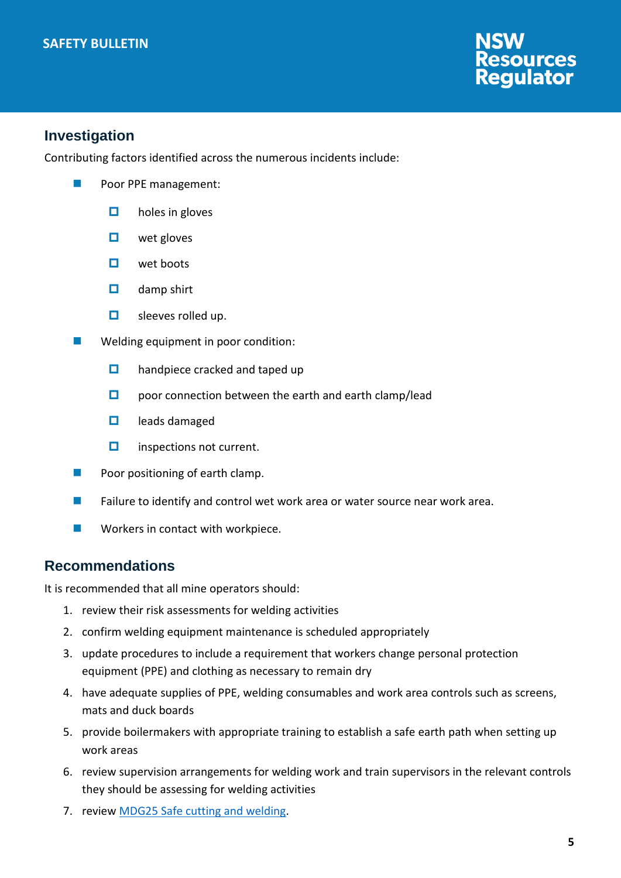## Investigation

Contributing factors identified across the numerous incidents include:

- Poor PPE management:
  - holes in gloves
  - wet gloves
  - wet boots
  - damp shirt
  - sleeves rolled up.
- Welding equipment in poor condition:
  - handpiece cracked and taped up
  - poor connection between the earth and earth clamp/lead
  - leads damaged
  - inspections not current.
- Poor positioning of earth clamp.
- Failure to identify and control wet work area or water source near work area.
- Workers in contact with workpiece.

## Recommendations

It is recommended that all mine operators should:

1. review their risk assessments for welding activities
2. confirm welding equipment maintenance is scheduled appropriately
3. update procedures to include a requirement that workers change personal protection equipment (PPE) and clothing as necessary to remain dry
4. have adequate supplies of PPE, welding consumables and work area controls such as screens, mats and duck boards
5. provide boilermakers with appropriate training to establish a safe earth path when setting up work areas
6. review supervision arrangements for welding work and train supervisors in the relevant controls they should be assessing for welding activities
7. review MDG25 Safe cutting and welding.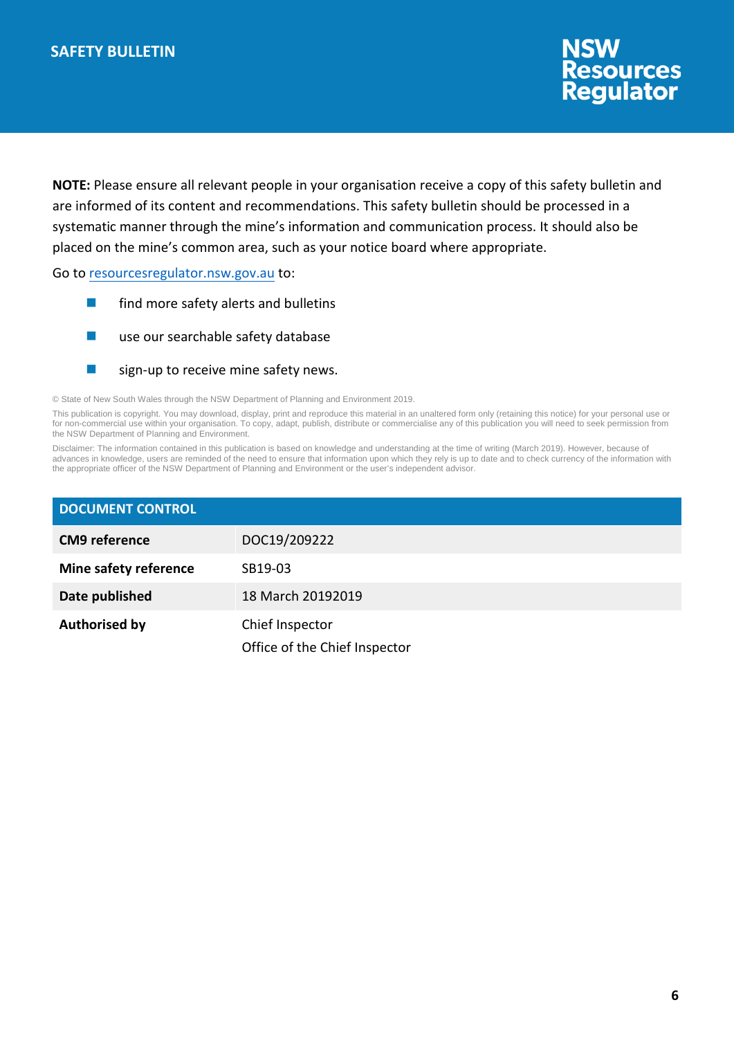**NOTE:** Please ensure all relevant people in your organisation receive a copy of this safety bulletin and are informed of its content and recommendations. This safety bulletin should be processed in a systematic manner through the mine's information and communication process. It should also be placed on the mine's common area, such as your notice board where appropriate.

Go to resourcesregulator.nsw.gov.au to:

- find more safety alerts and bulletins
- use our searchable safety database
- sign-up to receive mine safety news.

© State of New South Wales through the NSW Department of Planning and Environment 2019.

This publication is copyright. You may download, display, print and reproduce this material in an unaltered form only (retaining this notice) for your personal use or for non-commercial use within your organisation. To copy, adapt, publish, distribute or commercialise any of this publication you will need to seek permission from the NSW Department of Planning and Environment.

Disclaimer: The information contained in this publication is based on knowledge and understanding at the time of writing (March 2019). However, because of advances in knowledge, users are reminded of the need to ensure that information upon which they rely is up to date and to check currency of the information with the appropriate officer of the NSW Department of Planning and Environment or the user's independent advisor.

| DOCUMENT CONTROL | |
| --- | --- |
| **CM9 reference** | DOC19/209222 |
| **Mine safety reference** | SB19-03 |
| **Date published** | 18 March 20192019 |
| **Authorised by** | Chief Inspector<br>Office of the Chief Inspector |